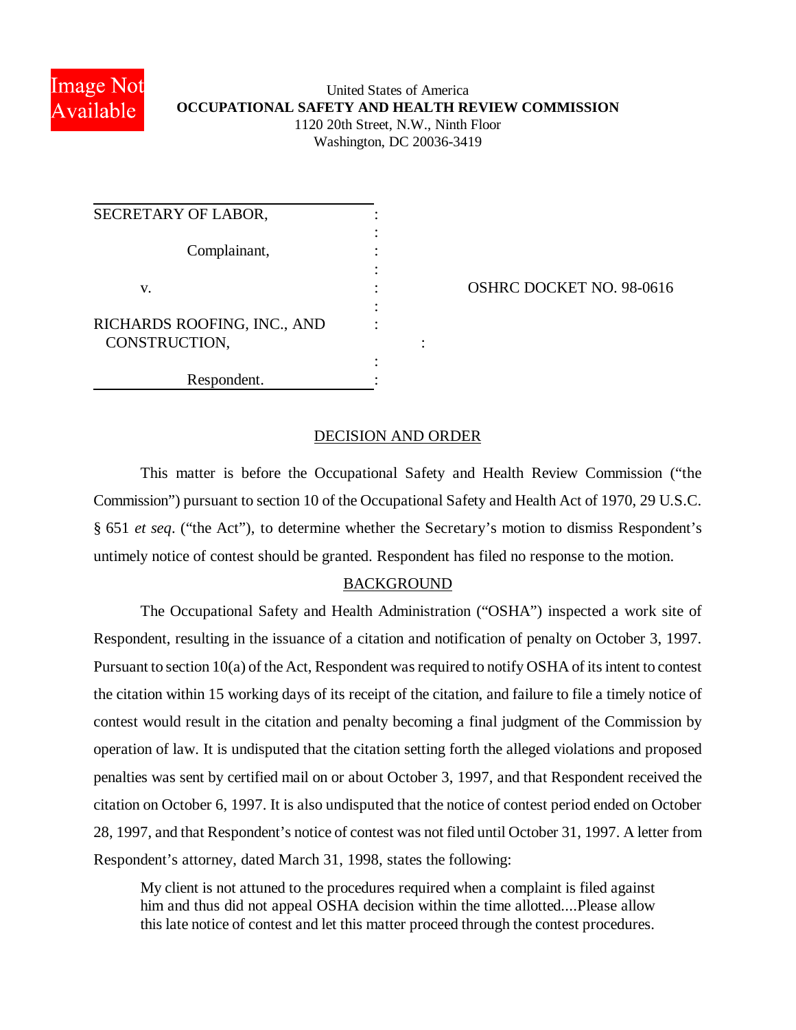United States of America
**OCCUPATIONAL SAFETY AND HEALTH REVIEW COMMISSION**
1120 20th Street, N.W., Ninth Floor
Washington, DC 20036-3419

| | |
|---|---|
| SECRETARY OF LABOR, Complainant, | |
| v. | OSHRC DOCKET NO. 98-0616 |
| RICHARDS ROOFING, INC., AND CONSTRUCTION, Respondent. | |

## DECISION AND ORDER

This matter is before the Occupational Safety and Health Review Commission ("the Commission") pursuant to section 10 of the Occupational Safety and Health Act of 1970, 29 U.S.C. § 651 *et seq*. ("the Act"), to determine whether the Secretary's motion to dismiss Respondent's untimely notice of contest should be granted. Respondent has filed no response to the motion.

## BACKGROUND

The Occupational Safety and Health Administration ("OSHA") inspected a work site of Respondent, resulting in the issuance of a citation and notification of penalty on October 3, 1997. Pursuant to section 10(a) of the Act, Respondent was required to notify OSHA of its intent to contest the citation within 15 working days of its receipt of the citation, and failure to file a timely notice of contest would result in the citation and penalty becoming a final judgment of the Commission by operation of law. It is undisputed that the citation setting forth the alleged violations and proposed penalties was sent by certified mail on or about October 3, 1997, and that Respondent received the citation on October 6, 1997. It is also undisputed that the notice of contest period ended on October 28, 1997, and that Respondent's notice of contest was not filed until October 31, 1997. A letter from Respondent's attorney, dated March 31, 1998, states the following:

> My client is not attuned to the procedures required when a complaint is filed against him and thus did not appeal OSHA decision within the time allotted....Please allow this late notice of contest and let this matter proceed through the contest procedures.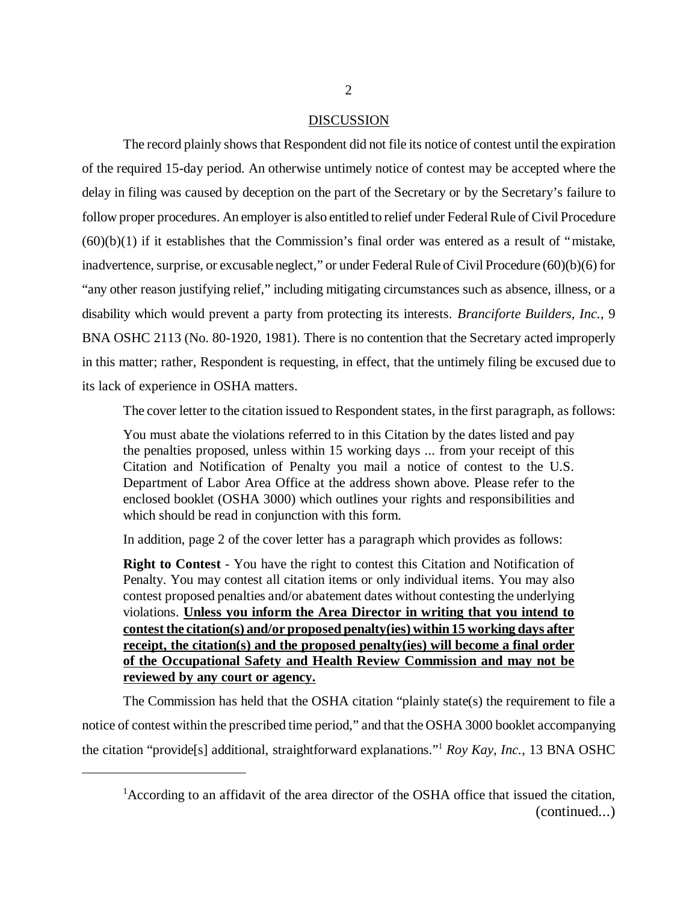## DISCUSSION

The record plainly shows that Respondent did not file its notice of contest until the expiration of the required 15-day period. An otherwise untimely notice of contest may be accepted where the delay in filing was caused by deception on the part of the Secretary or by the Secretary's failure to follow proper procedures. An employer is also entitled to relief under Federal Rule of Civil Procedure (60)(b)(1) if it establishes that the Commission's final order was entered as a result of "mistake, inadvertence, surprise, or excusable neglect," or under Federal Rule of Civil Procedure (60)(b)(6) for "any other reason justifying relief," including mitigating circumstances such as absence, illness, or a disability which would prevent a party from protecting its interests. *Branciforte Builders, Inc.*, 9 BNA OSHC 2113 (No. 80-1920, 1981). There is no contention that the Secretary acted improperly in this matter; rather, Respondent is requesting, in effect, that the untimely filing be excused due to its lack of experience in OSHA matters.

The cover letter to the citation issued to Respondent states, in the first paragraph, as follows:

> You must abate the violations referred to in this Citation by the dates listed and pay the penalties proposed, unless within 15 working days ... from your receipt of this Citation and Notification of Penalty you mail a notice of contest to the U.S. Department of Labor Area Office at the address shown above. Please refer to the enclosed booklet (OSHA 3000) which outlines your rights and responsibilities and which should be read in conjunction with this form.

In addition, page 2 of the cover letter has a paragraph which provides as follows:

> **Right to Contest** - You have the right to contest this Citation and Notification of Penalty. You may contest all citation items or only individual items. You may also contest proposed penalties and/or abatement dates without contesting the underlying violations. **Unless you inform the Area Director in writing that you intend to contest the citation(s) and/or proposed penalty(ies) within 15 working days after receipt, the citation(s) and the proposed penalty(ies) will become a final order of the Occupational Safety and Health Review Commission and may not be reviewed by any court or agency.**

The Commission has held that the OSHA citation "plainly state(s) the requirement to file a notice of contest within the prescribed time period," and that the OSHA 3000 booklet accompanying the citation "provide[s] additional, straightforward explanations."[1] *Roy Kay, Inc.*, 13 BNA OSHC

---

[1]According to an affidavit of the area director of the OSHA office that issued the citation, (continued...)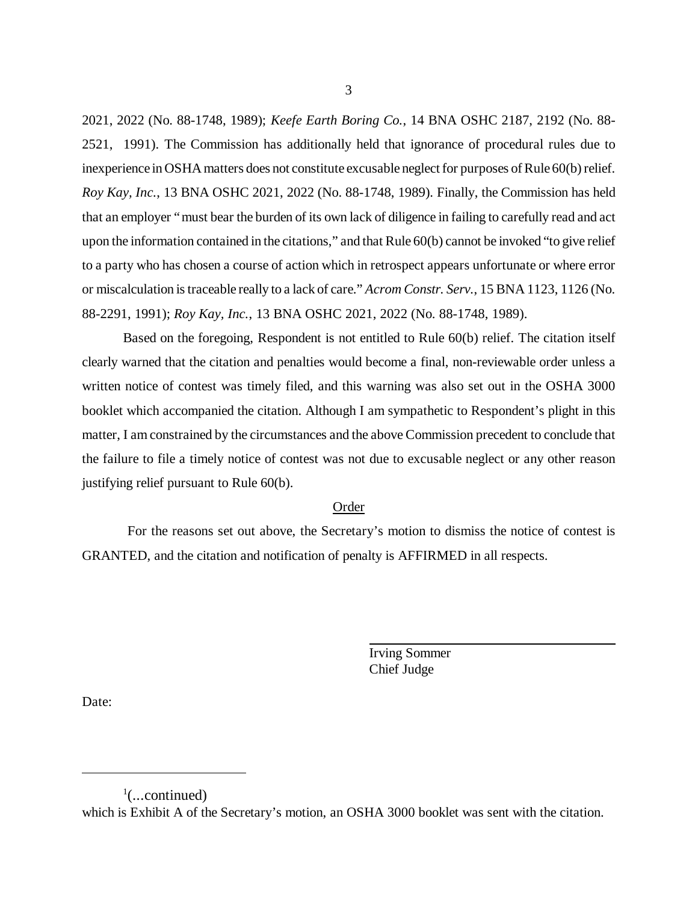2021, 2022 (No. 88-1748, 1989); *Keefe Earth Boring Co.*, 14 BNA OSHC 2187, 2192 (No. 88-2521, 1991). The Commission has additionally held that ignorance of procedural rules due to inexperience in OSHA matters does not constitute excusable neglect for purposes of Rule 60(b) relief. *Roy Kay, Inc.*, 13 BNA OSHC 2021, 2022 (No. 88-1748, 1989). Finally, the Commission has held that an employer "must bear the burden of its own lack of diligence in failing to carefully read and act upon the information contained in the citations," and that Rule 60(b) cannot be invoked "to give relief to a party who has chosen a course of action which in retrospect appears unfortunate or where error or miscalculation is traceable really to a lack of care." *Acrom Constr. Serv.*, 15 BNA 1123, 1126 (No. 88-2291, 1991); *Roy Kay, Inc.*, 13 BNA OSHC 2021, 2022 (No. 88-1748, 1989).

Based on the foregoing, Respondent is not entitled to Rule 60(b) relief. The citation itself clearly warned that the citation and penalties would become a final, non-reviewable order unless a written notice of contest was timely filed, and this warning was also set out in the OSHA 3000 booklet which accompanied the citation. Although I am sympathetic to Respondent's plight in this matter, I am constrained by the circumstances and the above Commission precedent to conclude that the failure to file a timely notice of contest was not due to excusable neglect or any other reason justifying relief pursuant to Rule 60(b).

## Order

For the reasons set out above, the Secretary's motion to dismiss the notice of contest is GRANTED, and the citation and notification of penalty is AFFIRMED in all respects.

Irving Sommer
Chief Judge

Date:

---

[1](...continued)
which is Exhibit A of the Secretary's motion, an OSHA 3000 booklet was sent with the citation.